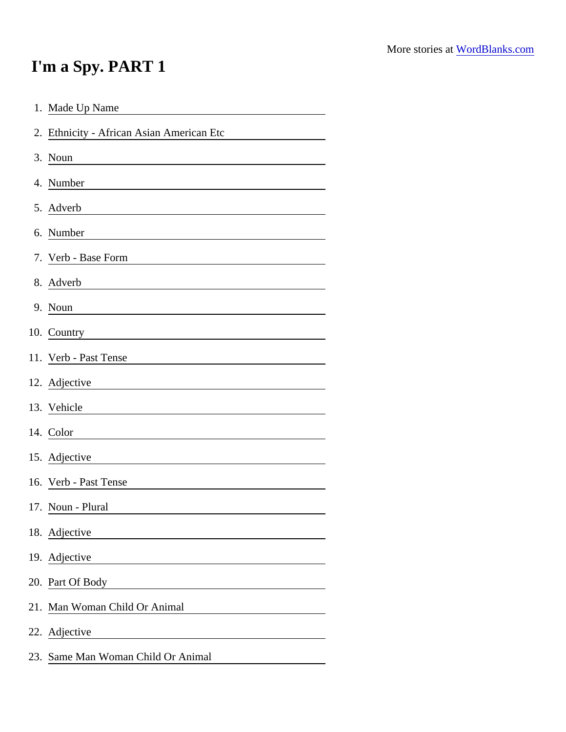More stories at WordBlanks.com

# I'm a Spy. PART 1

1. Made Up Name
2. Ethnicity - African Asian American Etc
3. Noun
4. Number
5. Adverb
6. Number
7. Verb - Base Form
8. Adverb
9. Noun
10. Country
11. Verb - Past Tense
12. Adjective
13. Vehicle
14. Color
15. Adjective
16. Verb - Past Tense
17. Noun - Plural
18. Adjective
19. Adjective
20. Part Of Body
21. Man Woman Child Or Animal
22. Adjective
23. Same Man Woman Child Or Animal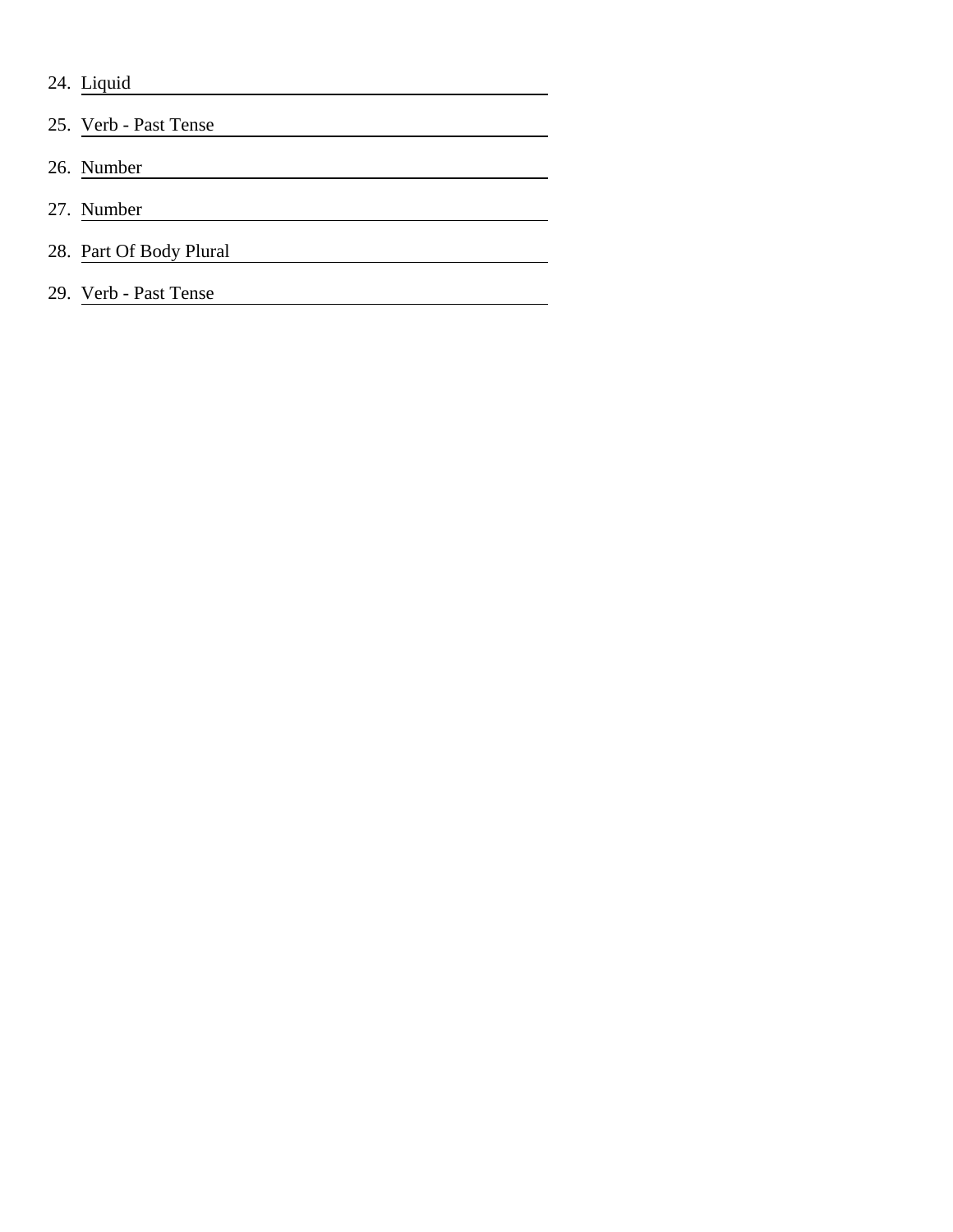24. Liquid ______________________________

25. Verb - Past Tense ______________________________

26. Number ______________________________

27. Number ______________________________

28. Part Of Body Plural ______________________________

29. Verb - Past Tense ______________________________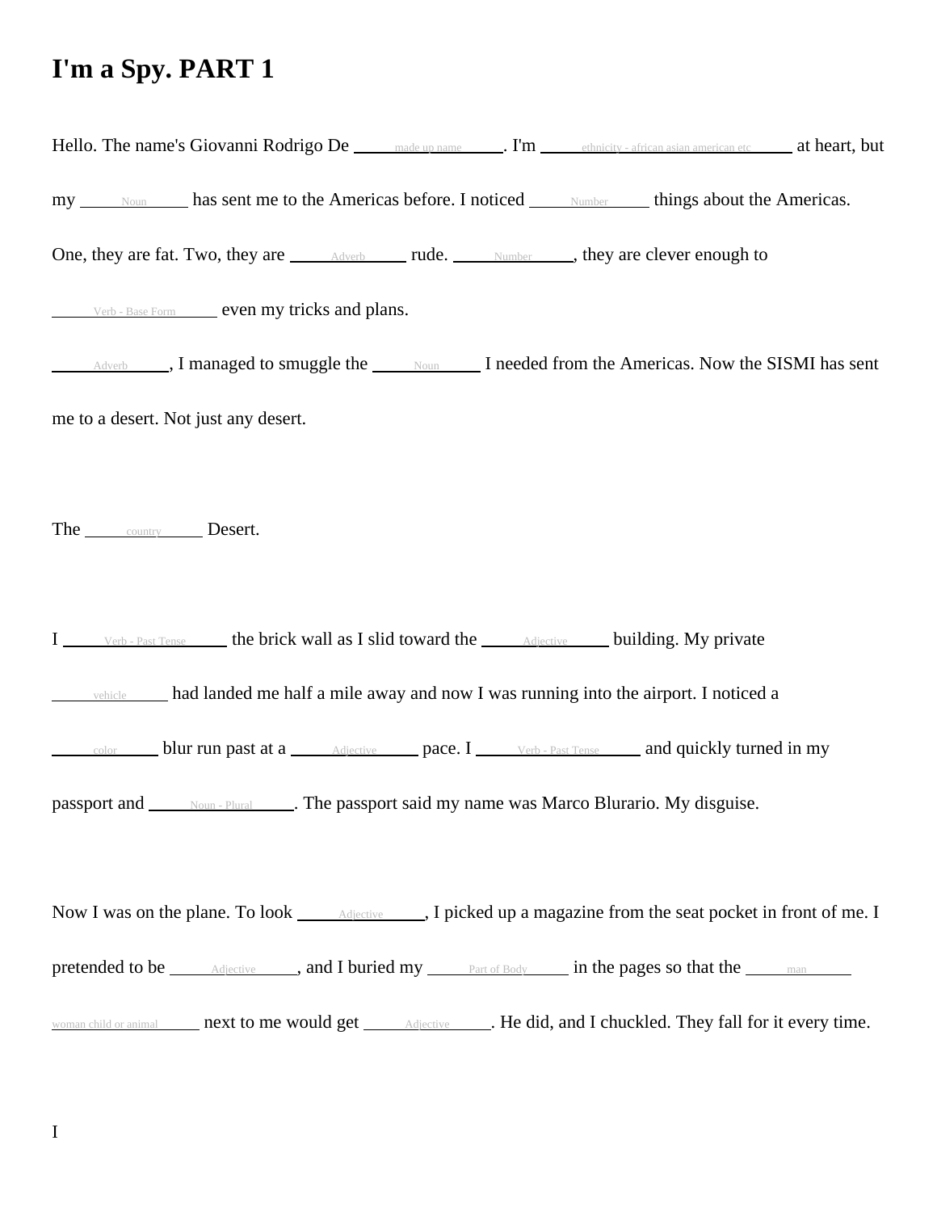# I'm a Spy. PART 1

Hello. The name's Giovanni Rodrigo De \_\_\_\_made up name\_\_\_\_. I'm \_\_\_\_ethnicity - african asian american etc\_\_\_\_ at heart, but my \_\_\_\_Noun\_\_\_\_ has sent me to the Americas before. I noticed \_\_\_\_Number\_\_\_\_ things about the Americas. One, they are fat. Two, they are \_\_\_\_Adverb\_\_\_\_ rude. \_\_\_\_Number\_\_\_\_, they are clever enough to \_\_\_\_Verb - Base Form\_\_\_\_ even my tricks and plans.

\_\_\_\_Adverb\_\_\_\_, I managed to smuggle the \_\_\_\_Noun\_\_\_\_ I needed from the Americas. Now the SISMI has sent me to a desert. Not just any desert.

The \_\_\_\_country\_\_\_\_ Desert.

I \_\_\_\_Verb - Past Tense\_\_\_\_ the brick wall as I slid toward the \_\_\_\_Adjective\_\_\_\_ building. My private \_\_\_\_vehicle\_\_\_\_ had landed me half a mile away and now I was running into the airport. I noticed a \_\_\_\_color\_\_\_\_ blur run past at a \_\_\_\_Adjective\_\_\_\_ pace. I \_\_\_\_Verb - Past Tense\_\_\_\_ and quickly turned in my passport and \_\_\_\_Noun - Plural\_\_\_\_. The passport said my name was Marco Blurario. My disguise.

Now I was on the plane. To look \_\_\_\_Adjective\_\_\_\_, I picked up a magazine from the seat pocket in front of me. I pretended to be \_\_\_\_Adjective\_\_\_\_, and I buried my \_\_\_\_Part of Body\_\_\_\_ in the pages so that the \_\_\_\_man woman child or animal\_\_\_\_ next to me would get \_\_\_\_Adjective\_\_\_\_. He did, and I chuckled. They fall for it every time.

I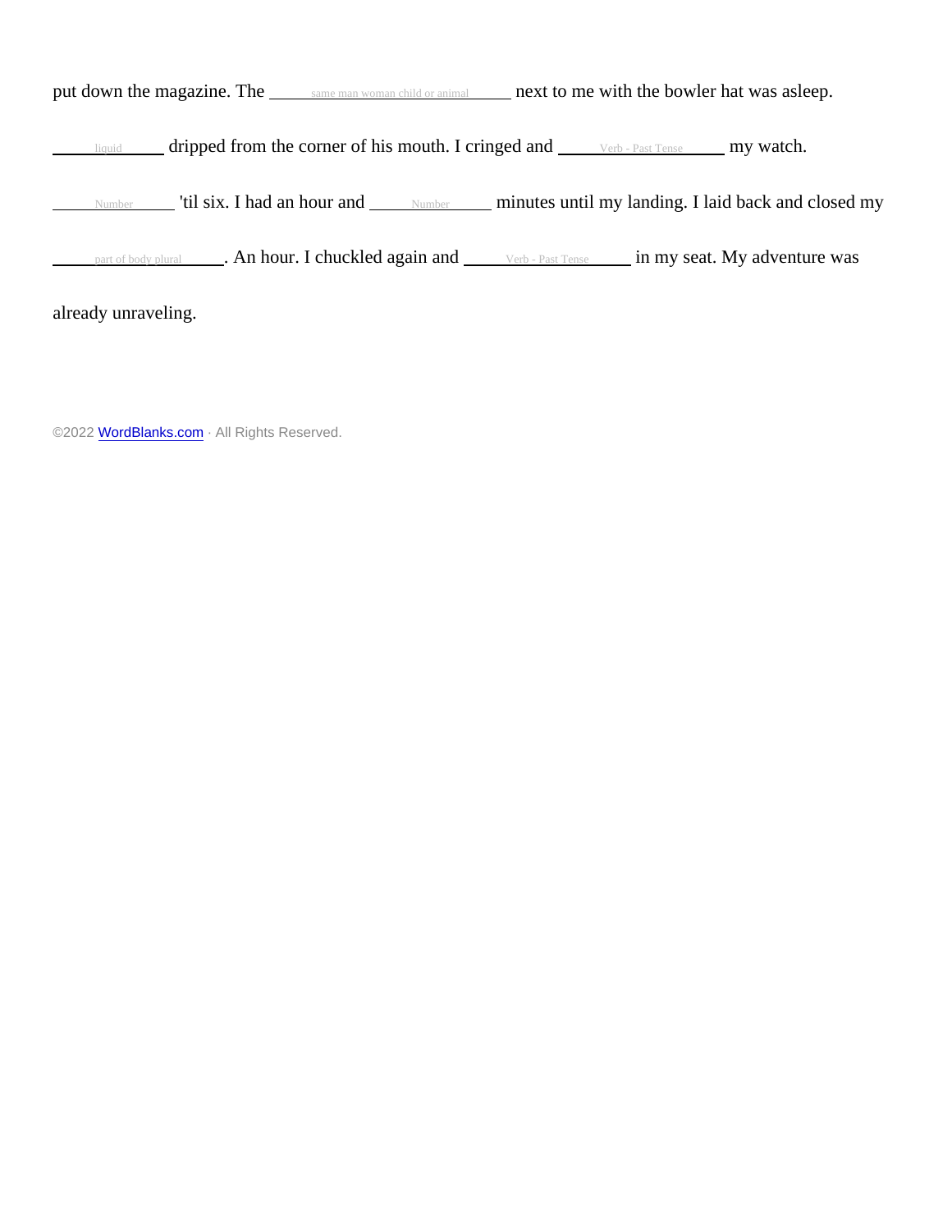put down the magazine. The ______same man woman child or animal______ next to me with the bowler hat was asleep.

______liquid______ dripped from the corner of his mouth. I cringed and ______Verb - Past Tense______ my watch.

______Number______ 'til six. I had an hour and ______Number______ minutes until my landing. I laid back and closed my

______part of body plural______. An hour. I chuckled again and ______Verb - Past Tense______ in my seat. My adventure was

already unraveling.

©2022 [WordBlanks.com](https://wordblanks.com) · All Rights Reserved.